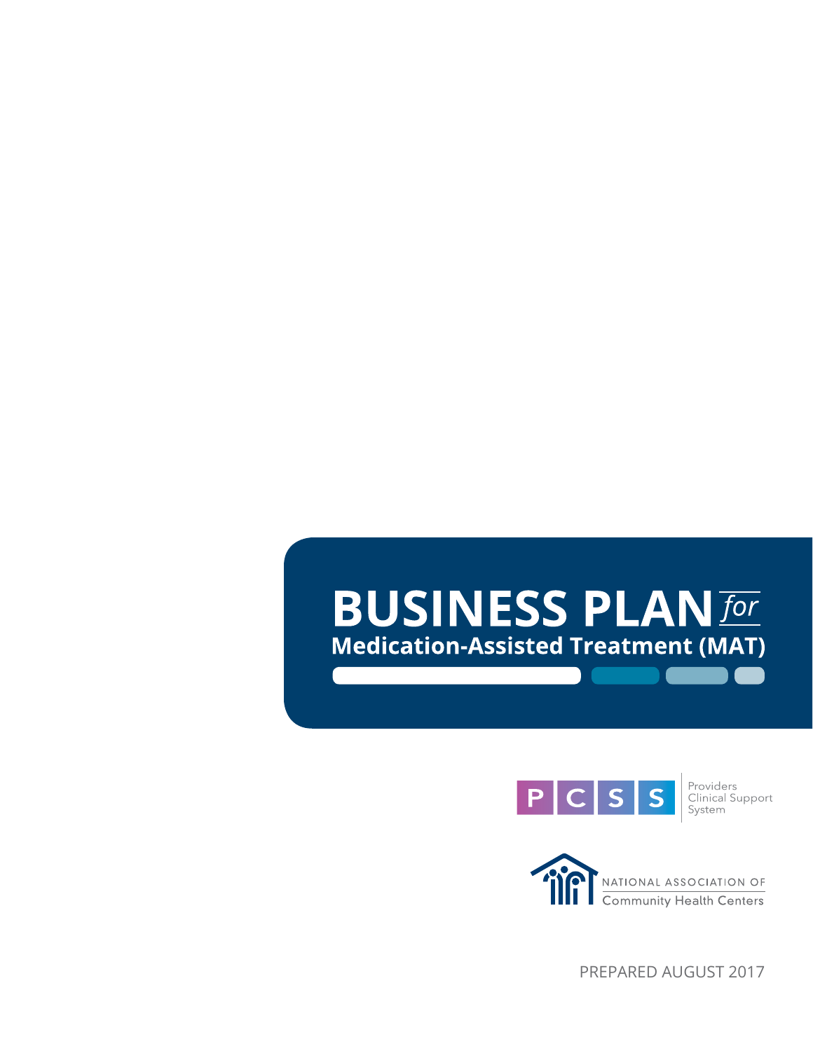# BUSINESS PLAN *for*

## Medication-Assisted Treatment (MAT)

PCSS Providers Clinical Support System

NATIONAL ASSOCIATION OF Community Health Centers

PREPARED AUGUST 2017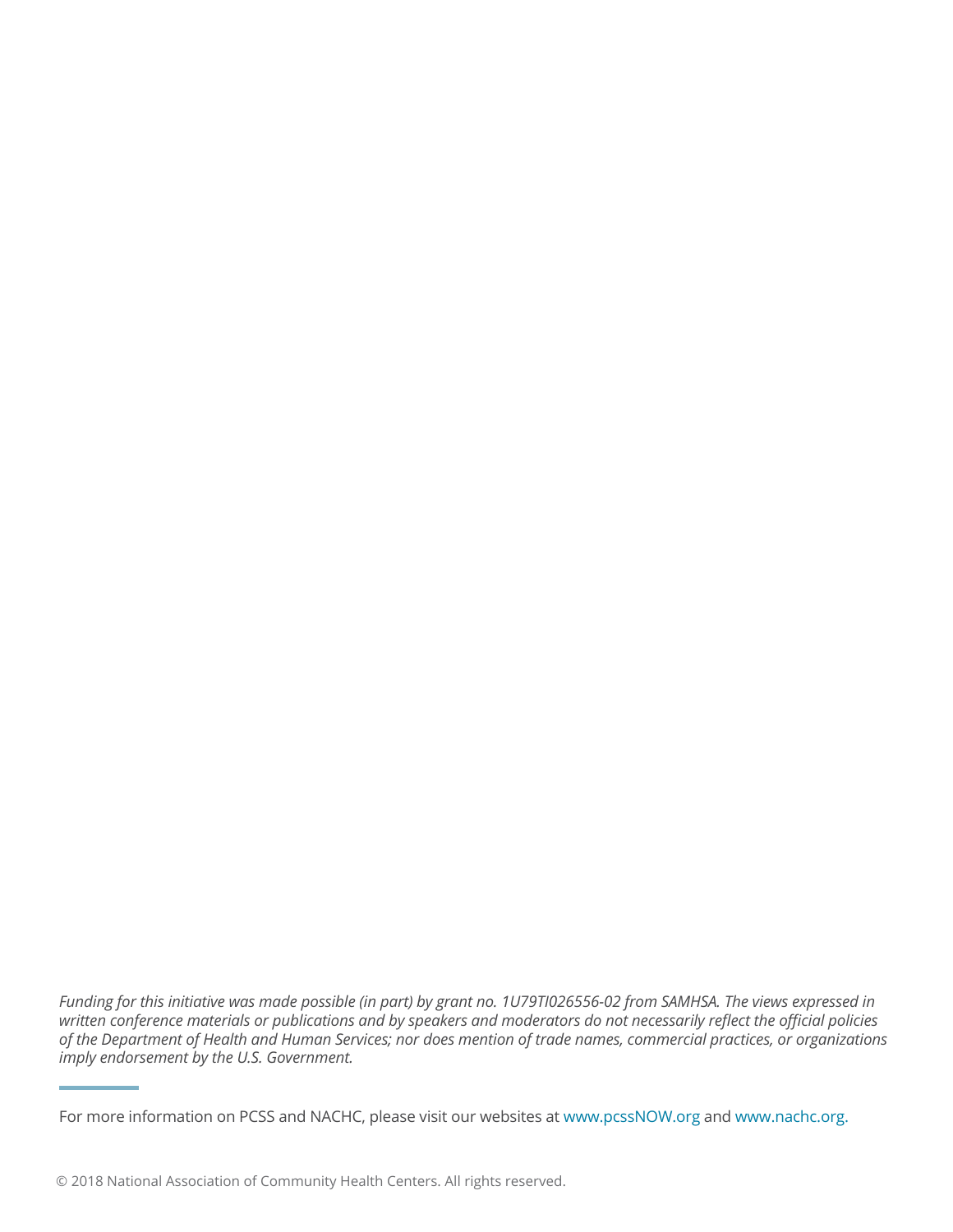*Funding for this initiative was made possible (in part) by grant no. 1U79TI026556-02 from SAMHSA. The views expressed in written conference materials or publications and by speakers and moderators do not necessarily reflect the official policies of the Department of Health and Human Services; nor does mention of trade names, commercial practices, or organizations imply endorsement by the U.S. Government.*

For more information on PCSS and NACHC, please visit our websites at www.pcssNOW.org and www.nachc.org.

© 2018 National Association of Community Health Centers. All rights reserved.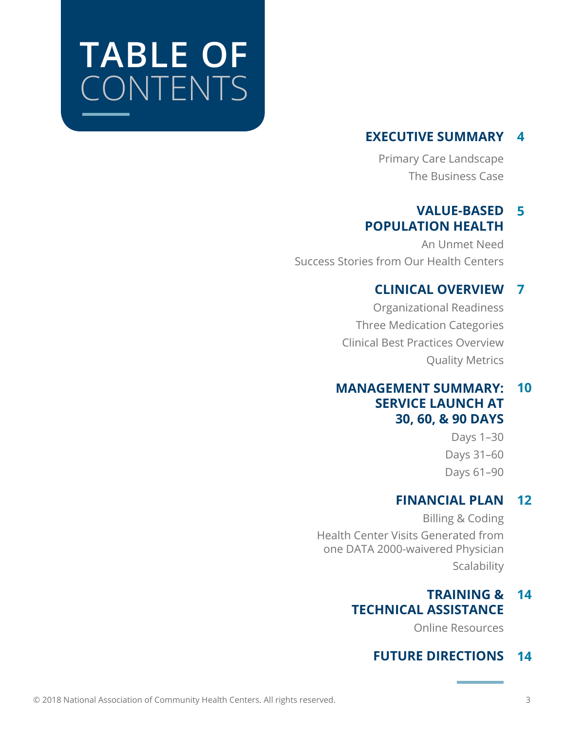# TABLE OF CONTENTS

**EXECUTIVE SUMMARY** 4

Primary Care Landscape

The Business Case

**VALUE-BASED POPULATION HEALTH** 5

An Unmet Need

Success Stories from Our Health Centers

**CLINICAL OVERVIEW** 7

Organizational Readiness

Three Medication Categories

Clinical Best Practices Overview

Quality Metrics

**MANAGEMENT SUMMARY: SERVICE LAUNCH AT 30, 60, & 90 DAYS** 10

Days 1–30

Days 31–60

Days 61–90

**FINANCIAL PLAN** 12

Billing & Coding

Health Center Visits Generated from one DATA 2000-waivered Physician

Scalability

**TRAINING & TECHNICAL ASSISTANCE** 14

Online Resources

**FUTURE DIRECTIONS** 14

© 2018 National Association of Community Health Centers. All rights reserved.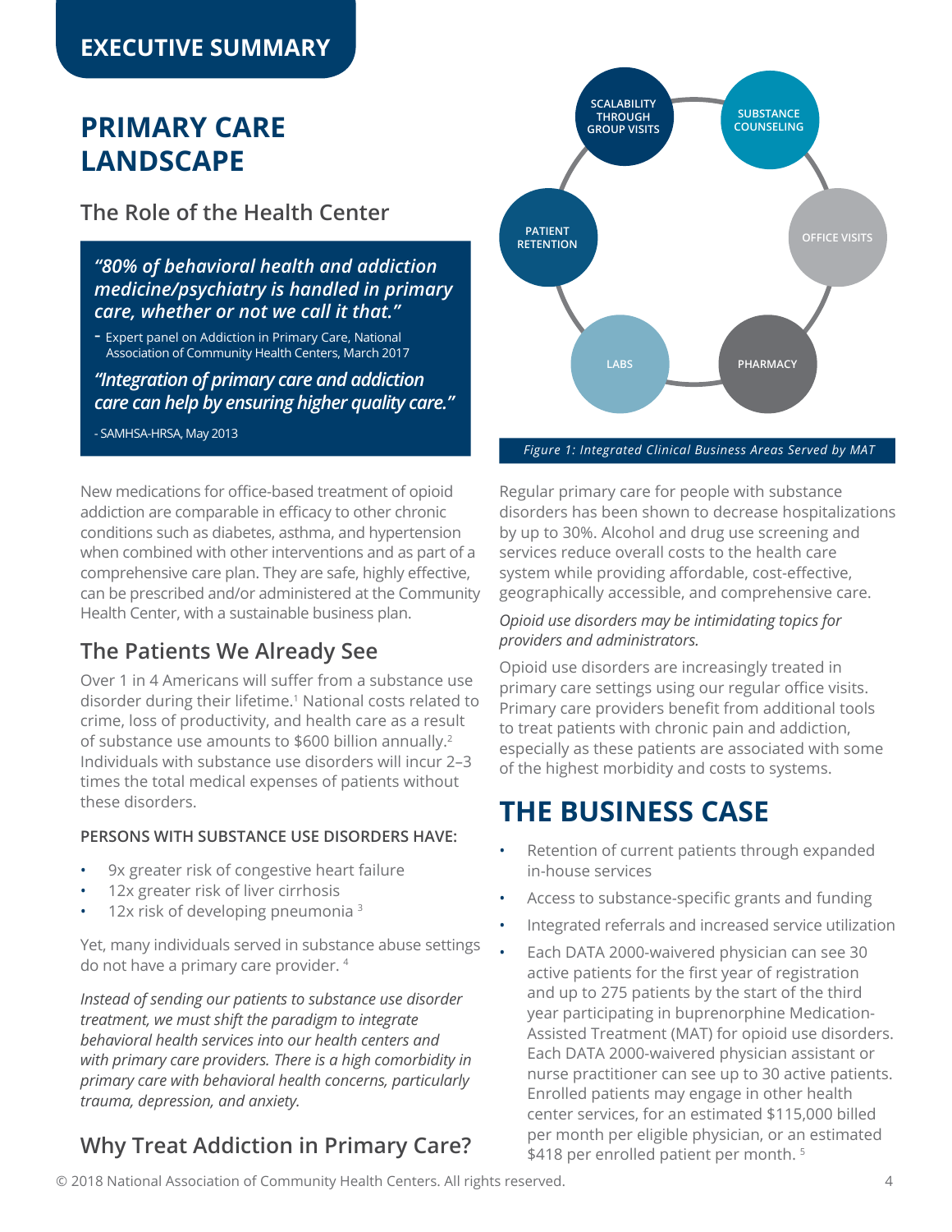## EXECUTIVE SUMMARY

# PRIMARY CARE LANDSCAPE

## The Role of the Health Center

> ***"80% of behavioral health and addiction medicine/psychiatry is handled in primary care, whether or not we call it that."***
>
> - Expert panel on Addiction in Primary Care, National Association of Community Health Centers, March 2017
>
> ***"Integration of primary care and addiction care can help by ensuring higher quality care."***
>
> - SAMHSA-HRSA, May 2013

New medications for office-based treatment of opioid addiction are comparable in efficacy to other chronic conditions such as diabetes, asthma, and hypertension when combined with other interventions and as part of a comprehensive care plan. They are safe, highly effective, can be prescribed and/or administered at the Community Health Center, with a sustainable business plan.

## The Patients We Already See

Over 1 in 4 Americans will suffer from a substance use disorder during their lifetime.[1] National costs related to crime, loss of productivity, and health care as a result of substance use amounts to $600 billion annually.[2] Individuals with substance use disorders will incur 2–3 times the total medical expenses of patients without these disorders.

**PERSONS WITH SUBSTANCE USE DISORDERS HAVE:**

- 9x greater risk of congestive heart failure
- 12x greater risk of liver cirrhosis
- 12x risk of developing pneumonia [3]

Yet, many individuals served in substance abuse settings do not have a primary care provider. [4]

*Instead of sending our patients to substance use disorder treatment, we must shift the paradigm to integrate behavioral health services into our health centers and with primary care providers. There is a high comorbidity in primary care with behavioral health concerns, particularly trauma, depression, and anxiety.*

## Why Treat Addiction in Primary Care?

SCALABILITY THROUGH GROUP VISITS

SUBSTANCE COUNSELING

OFFICE VISITS

PHARMACY

LABS

PATIENT RETENTION

*Figure 1: Integrated Clinical Business Areas Served by MAT*

Regular primary care for people with substance disorders has been shown to decrease hospitalizations by up to 30%. Alcohol and drug use screening and services reduce overall costs to the health care system while providing affordable, cost-effective, geographically accessible, and comprehensive care.

*Opioid use disorders may be intimidating topics for providers and administrators.*

Opioid use disorders are increasingly treated in primary care settings using our regular office visits. Primary care providers benefit from additional tools to treat patients with chronic pain and addiction, especially as these patients are associated with some of the highest morbidity and costs to systems.

# THE BUSINESS CASE

- Retention of current patients through expanded in-house services
- Access to substance-specific grants and funding
- Integrated referrals and increased service utilization
- Each DATA 2000-waivered physician can see 30 active patients for the first year of registration and up to 275 patients by the start of the third year participating in buprenorphine Medication-Assisted Treatment (MAT) for opioid use disorders. Each DATA 2000-waivered physician assistant or nurse practitioner can see up to 30 active patients. Enrolled patients may engage in other health center services, for an estimated $115,000 billed per month per eligible physician, or an estimated $418 per enrolled patient per month. [5]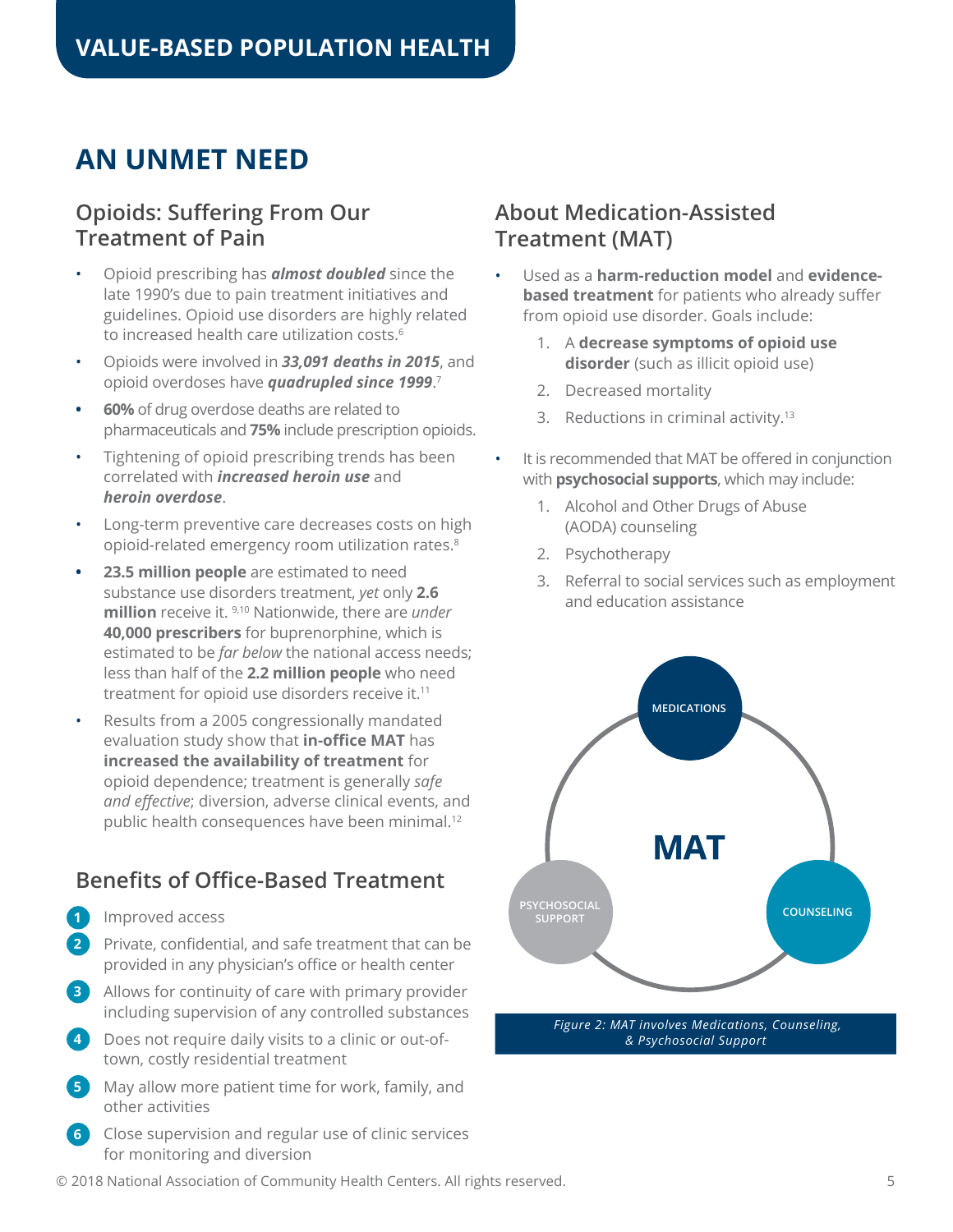# AN UNMET NEED

## Opioids: Suffering From Our Treatment of Pain

- Opioid prescribing has ***almost doubled*** since the late 1990's due to pain treatment initiatives and guidelines. Opioid use disorders are highly related to increased health care utilization costs.[6]
- Opioids were involved in ***33,091 deaths in 2015***, and opioid overdoses have ***quadrupled since 1999***.[7]
- **60%** of drug overdose deaths are related to pharmaceuticals and **75%** include prescription opioids.
- Tightening of opioid prescribing trends has been correlated with ***increased heroin use*** and ***heroin overdose***.
- Long-term preventive care decreases costs on high opioid-related emergency room utilization rates.[8]
- **23.5 million people** are estimated to need substance use disorders treatment, *yet* only **2.6 million** receive it.[9,10] Nationwide, there are *under* **40,000 prescribers** for buprenorphine, which is estimated to be *far below* the national access needs; less than half of the **2.2 million people** who need treatment for opioid use disorders receive it.[11]
- Results from a 2005 congressionally mandated evaluation study show that **in-office MAT** has **increased the availability of treatment** for opioid dependence; treatment is generally *safe and effective*; diversion, adverse clinical events, and public health consequences have been minimal.[12]

## Benefits of Office-Based Treatment

1. Improved access
2. Private, confidential, and safe treatment that can be provided in any physician's office or health center
3. Allows for continuity of care with primary provider including supervision of any controlled substances
4. Does not require daily visits to a clinic or out-of-town, costly residential treatment
5. May allow more patient time for work, family, and other activities
6. Close supervision and regular use of clinic services for monitoring and diversion

## About Medication-Assisted Treatment (MAT)

- Used as a **harm-reduction model** and **evidence-based treatment** for patients who already suffer from opioid use disorder. Goals include:
  1. A **decrease symptoms of opioid use disorder** (such as illicit opioid use)
  2. Decreased mortality
  3. Reductions in criminal activity.[13]
- It is recommended that MAT be offered in conjunction with **psychosocial supports**, which may include:
  1. Alcohol and Other Drugs of Abuse (AODA) counseling
  2. Psychotherapy
  3. Referral to social services such as employment and education assistance

MEDICATIONS

MAT

PSYCHOSOCIAL SUPPORT

COUNSELING

*Figure 2: MAT involves Medications, Counseling, & Psychosocial Support*

© 2018 National Association of Community Health Centers. All rights reserved.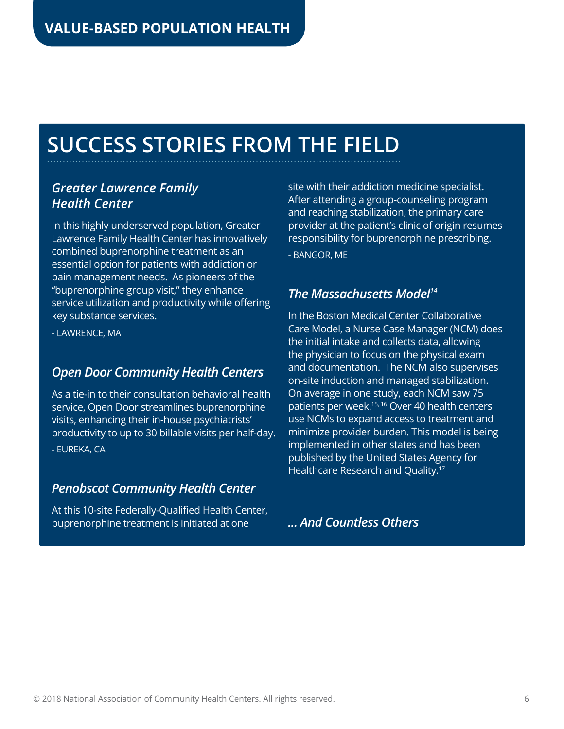# SUCCESS STORIES FROM THE FIELD

### *Greater Lawrence Family Health Center*

In this highly underserved population, Greater Lawrence Family Health Center has innovatively combined buprenorphine treatment as an essential option for patients with addiction or pain management needs. As pioneers of the "buprenorphine group visit," they enhance service utilization and productivity while offering key substance services.

- LAWRENCE, MA

### *Open Door Community Health Centers*

As a tie-in to their consultation behavioral health service, Open Door streamlines buprenorphine visits, enhancing their in-house psychiatrists' productivity to up to 30 billable visits per half-day.

- EUREKA, CA

### *Penobscot Community Health Center*

At this 10-site Federally-Qualified Health Center, buprenorphine treatment is initiated at one site with their addiction medicine specialist. After attending a group-counseling program and reaching stabilization, the primary care provider at the patient's clinic of origin resumes responsibility for buprenorphine prescribing.

- BANGOR, ME

### *The Massachusetts Model[14]*

In the Boston Medical Center Collaborative Care Model, a Nurse Case Manager (NCM) does the initial intake and collects data, allowing the physician to focus on the physical exam and documentation. The NCM also supervises on-site induction and managed stabilization. On average in one study, each NCM saw 75 patients per week.[15, 16] Over 40 health centers use NCMs to expand access to treatment and minimize provider burden. This model is being implemented in other states and has been published by the United States Agency for Healthcare Research and Quality.[17]

### *... And Countless Others*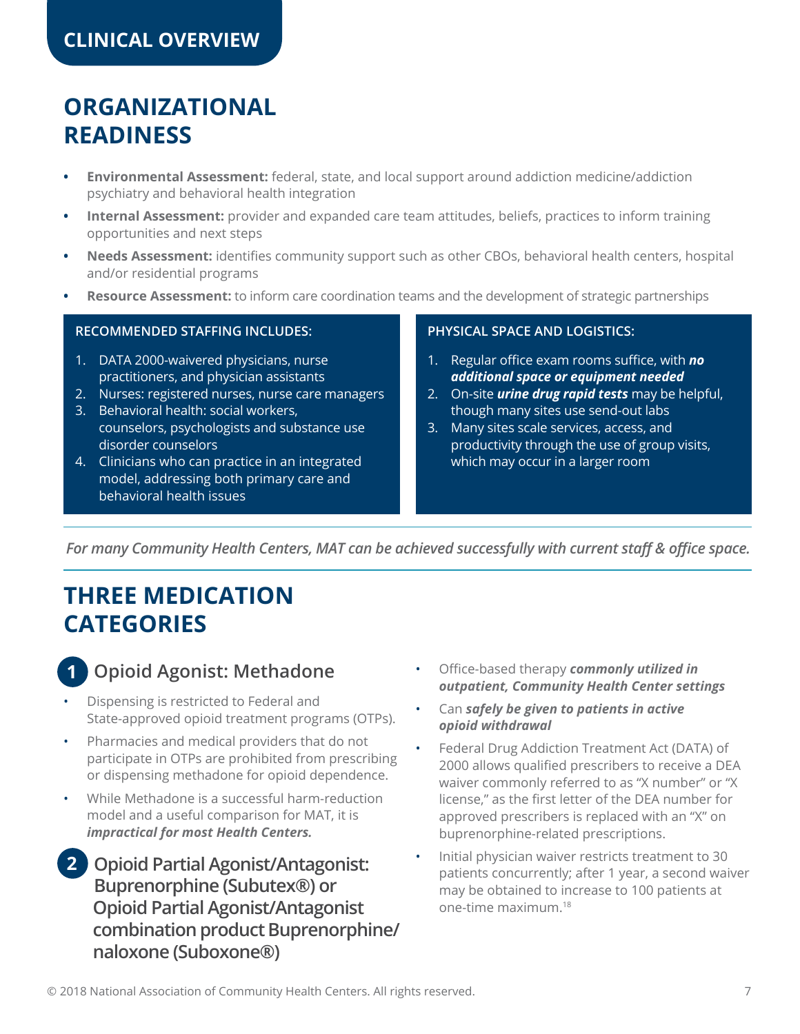CLINICAL OVERVIEW

# ORGANIZATIONAL READINESS

- **Environmental Assessment:** federal, state, and local support around addiction medicine/addiction psychiatry and behavioral health integration
- **Internal Assessment:** provider and expanded care team attitudes, beliefs, practices to inform training opportunities and next steps
- **Needs Assessment:** identifies community support such as other CBOs, behavioral health centers, hospital and/or residential programs
- **Resource Assessment:** to inform care coordination teams and the development of strategic partnerships

### RECOMMENDED STAFFING INCLUDES:

1. DATA 2000-waivered physicians, nurse practitioners, and physician assistants
2. Nurses: registered nurses, nurse care managers
3. Behavioral health: social workers, counselors, psychologists and substance use disorder counselors
4. Clinicians who can practice in an integrated model, addressing both primary care and behavioral health issues

### PHYSICAL SPACE AND LOGISTICS:

1. Regular office exam rooms suffice, with ***no additional space or equipment needed***
2. On-site ***urine drug rapid tests*** may be helpful, though many sites use send-out labs
3. Many sites scale services, access, and productivity through the use of group visits, which may occur in a larger room

*For many Community Health Centers, MAT can be achieved successfully with current staff & office space.*

# THREE MEDICATION CATEGORIES

## 1 Opioid Agonist: Methadone

- Dispensing is restricted to Federal and State-approved opioid treatment programs (OTPs).
- Pharmacies and medical providers that do not participate in OTPs are prohibited from prescribing or dispensing methadone for opioid dependence.
- While Methadone is a successful harm-reduction model and a useful comparison for MAT, it is ***impractical for most Health Centers.***

## 2 Opioid Partial Agonist/Antagonist: Buprenorphine (Subutex®) or Opioid Partial Agonist/Antagonist combination product Buprenorphine/naloxone (Suboxone®)

- Office-based therapy ***commonly utilized in outpatient, Community Health Center settings***
- Can ***safely be given to patients in active opioid withdrawal***
- Federal Drug Addiction Treatment Act (DATA) of 2000 allows qualified prescribers to receive a DEA waiver commonly referred to as "X number" or "X license," as the first letter of the DEA number for approved prescribers is replaced with an "X" on buprenorphine-related prescriptions.
- Initial physician waiver restricts treatment to 30 patients concurrently; after 1 year, a second waiver may be obtained to increase to 100 patients at one-time maximum.[18]

© 2018 National Association of Community Health Centers. All rights reserved.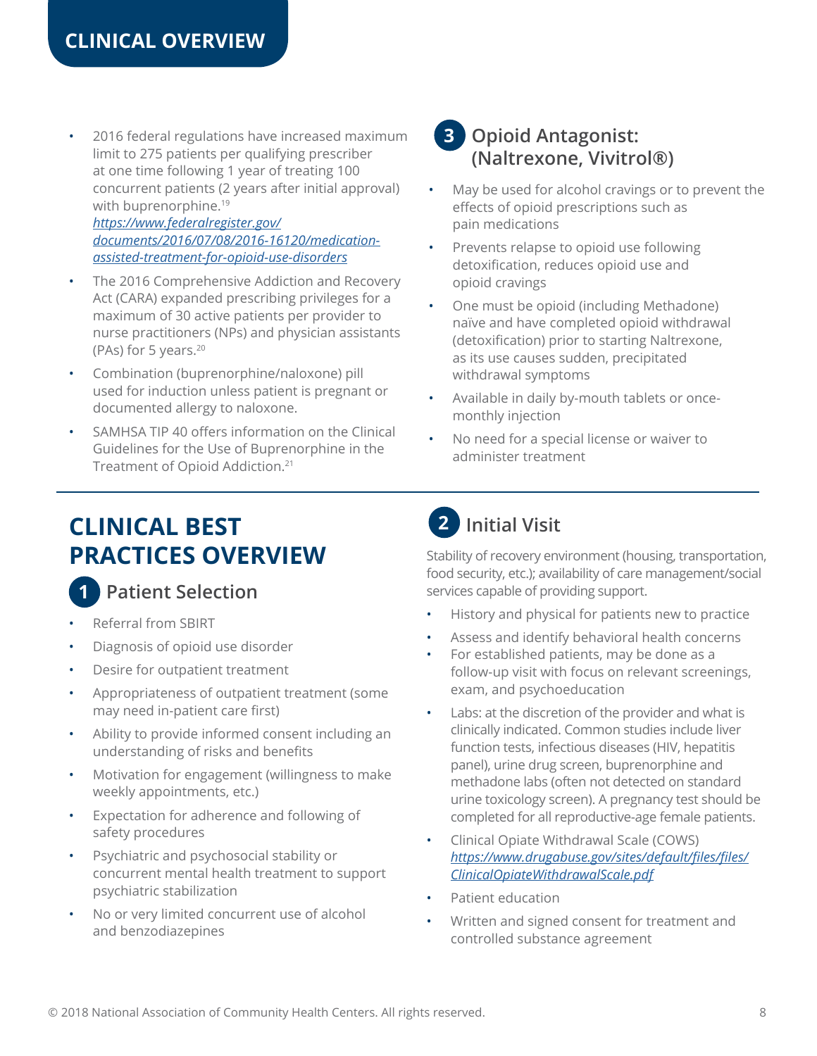## CLINICAL OVERVIEW

- 2016 federal regulations have increased maximum limit to 275 patients per qualifying prescriber at one time following 1 year of treating 100 concurrent patients (2 years after initial approval) with buprenorphine.[19] *https://www.federalregister.gov/documents/2016/07/08/2016-16120/medication-assisted-treatment-for-opioid-use-disorders*
- The 2016 Comprehensive Addiction and Recovery Act (CARA) expanded prescribing privileges for a maximum of 30 active patients per provider to nurse practitioners (NPs) and physician assistants (PAs) for 5 years.[20]
- Combination (buprenorphine/naloxone) pill used for induction unless patient is pregnant or documented allergy to naloxone.
- SAMHSA TIP 40 offers information on the Clinical Guidelines for the Use of Buprenorphine in the Treatment of Opioid Addiction.[21]

### 3 Opioid Antagonist: (Naltrexone, Vivitrol®)

- May be used for alcohol cravings or to prevent the effects of opioid prescriptions such as pain medications
- Prevents relapse to opioid use following detoxification, reduces opioid use and opioid cravings
- One must be opioid (including Methadone) naïve and have completed opioid withdrawal (detoxification) prior to starting Naltrexone, as its use causes sudden, precipitated withdrawal symptoms
- Available in daily by-mouth tablets or once-monthly injection
- No need for a special license or waiver to administer treatment

## CLINICAL BEST PRACTICES OVERVIEW

### 1 Patient Selection

- Referral from SBIRT
- Diagnosis of opioid use disorder
- Desire for outpatient treatment
- Appropriateness of outpatient treatment (some may need in-patient care first)
- Ability to provide informed consent including an understanding of risks and benefits
- Motivation for engagement (willingness to make weekly appointments, etc.)
- Expectation for adherence and following of safety procedures
- Psychiatric and psychosocial stability or concurrent mental health treatment to support psychiatric stabilization
- No or very limited concurrent use of alcohol and benzodiazepines

### 2 Initial Visit

Stability of recovery environment (housing, transportation, food security, etc.); availability of care management/social services capable of providing support.

- History and physical for patients new to practice
- Assess and identify behavioral health concerns
- For established patients, may be done as a follow-up visit with focus on relevant screenings, exam, and psychoeducation
- Labs: at the discretion of the provider and what is clinically indicated. Common studies include liver function tests, infectious diseases (HIV, hepatitis panel), urine drug screen, buprenorphine and methadone labs (often not detected on standard urine toxicology screen). A pregnancy test should be completed for all reproductive-age female patients.
- Clinical Opiate Withdrawal Scale (COWS) *https://www.drugabuse.gov/sites/default/files/files/ClinicalOpiateWithdrawalScale.pdf*
- Patient education
- Written and signed consent for treatment and controlled substance agreement

© 2018 National Association of Community Health Centers. All rights reserved.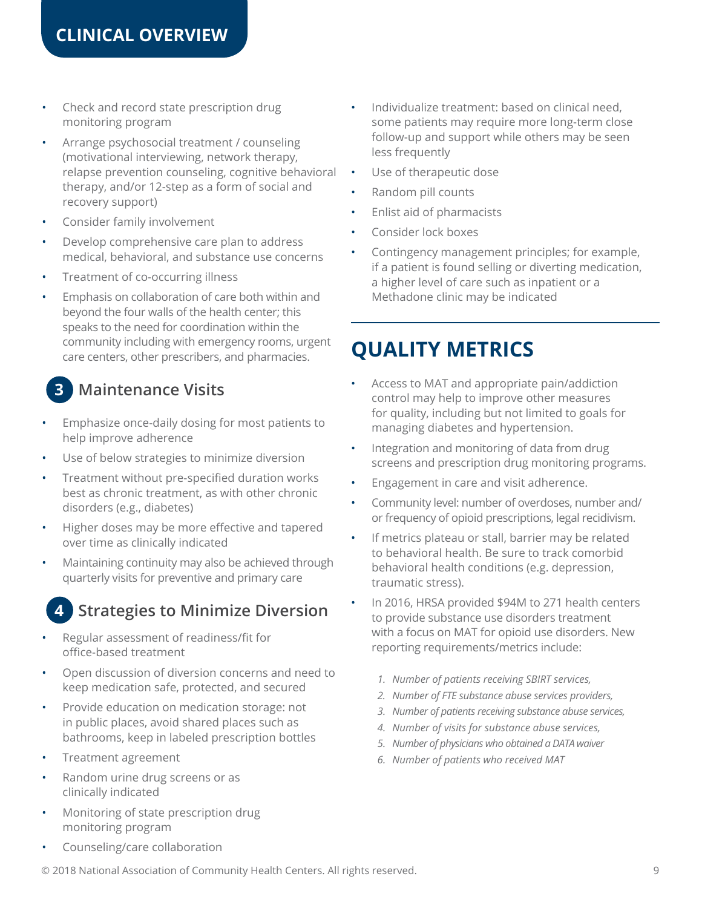## CLINICAL OVERVIEW

- Check and record state prescription drug monitoring program
- Arrange psychosocial treatment / counseling (motivational interviewing, network therapy, relapse prevention counseling, cognitive behavioral therapy, and/or 12-step as a form of social and recovery support)
- Consider family involvement
- Develop comprehensive care plan to address medical, behavioral, and substance use concerns
- Treatment of co-occurring illness
- Emphasis on collaboration of care both within and beyond the four walls of the health center; this speaks to the need for coordination within the community including with emergency rooms, urgent care centers, other prescribers, and pharmacies.

### 3 Maintenance Visits

- Emphasize once-daily dosing for most patients to help improve adherence
- Use of below strategies to minimize diversion
- Treatment without pre-specified duration works best as chronic treatment, as with other chronic disorders (e.g., diabetes)
- Higher doses may be more effective and tapered over time as clinically indicated
- Maintaining continuity may also be achieved through quarterly visits for preventive and primary care

### 4 Strategies to Minimize Diversion

- Regular assessment of readiness/fit for office-based treatment
- Open discussion of diversion concerns and need to keep medication safe, protected, and secured
- Provide education on medication storage: not in public places, avoid shared places such as bathrooms, keep in labeled prescription bottles
- Treatment agreement
- Random urine drug screens or as clinically indicated
- Monitoring of state prescription drug monitoring program
- Counseling/care collaboration
- Individualize treatment: based on clinical need, some patients may require more long-term close follow-up and support while others may be seen less frequently
- Use of therapeutic dose
- Random pill counts
- Enlist aid of pharmacists
- Consider lock boxes
- Contingency management principles; for example, if a patient is found selling or diverting medication, a higher level of care such as inpatient or a Methadone clinic may be indicated

## QUALITY METRICS

- Access to MAT and appropriate pain/addiction control may help to improve other measures for quality, including but not limited to goals for managing diabetes and hypertension.
- Integration and monitoring of data from drug screens and prescription drug monitoring programs.
- Engagement in care and visit adherence.
- Community level: number of overdoses, number and/or frequency of opioid prescriptions, legal recidivism.
- If metrics plateau or stall, barrier may be related to behavioral health. Be sure to track comorbid behavioral health conditions (e.g. depression, traumatic stress).
- In 2016, HRSA provided $94M to 271 health centers to provide substance use disorders treatment with a focus on MAT for opioid use disorders. New reporting requirements/metrics include:

    1. *Number of patients receiving SBIRT services,*
    2. *Number of FTE substance abuse services providers,*
    3. *Number of patients receiving substance abuse services,*
    4. *Number of visits for substance abuse services,*
    5. *Number of physicians who obtained a DATA waiver*
    6. *Number of patients who received MAT*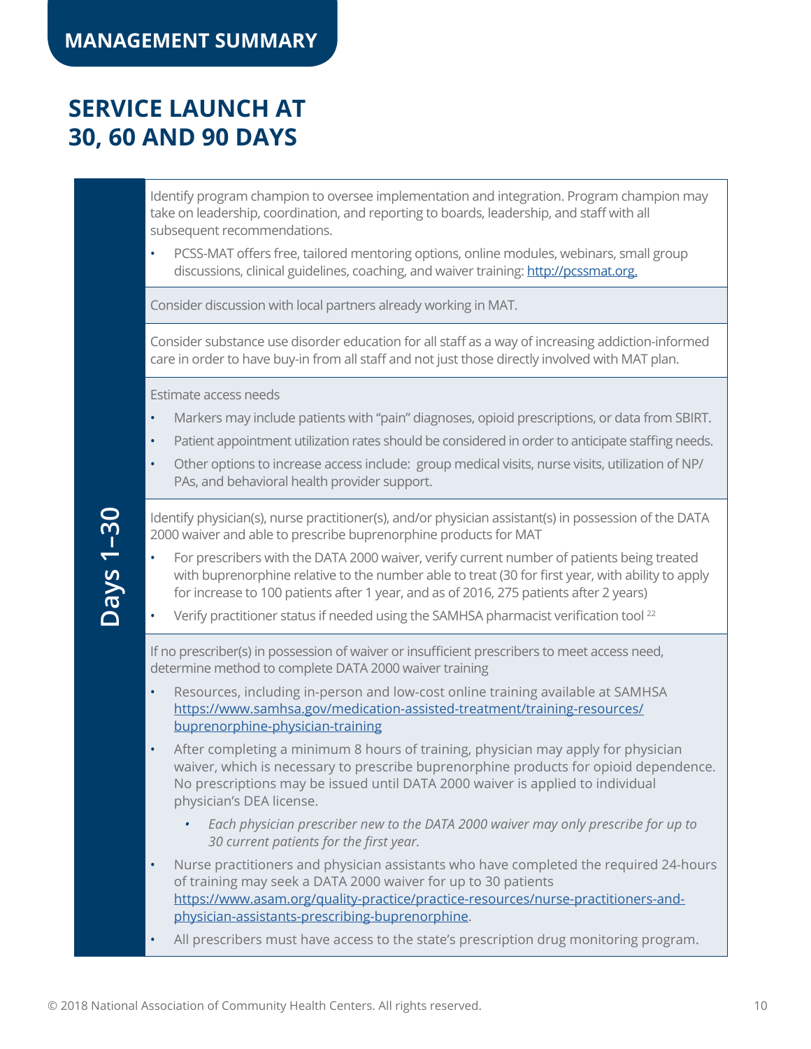## MANAGEMENT SUMMARY

# SERVICE LAUNCH AT 30, 60 AND 90 DAYS

## Days 1–30

Identify program champion to oversee implementation and integration. Program champion may take on leadership, coordination, and reporting to boards, leadership, and staff with all subsequent recommendations.

- PCSS-MAT offers free, tailored mentoring options, online modules, webinars, small group discussions, clinical guidelines, coaching, and waiver training: http://pcssmat.org.

Consider discussion with local partners already working in MAT.

Consider substance use disorder education for all staff as a way of increasing addiction-informed care in order to have buy-in from all staff and not just those directly involved with MAT plan.

Estimate access needs

- Markers may include patients with "pain" diagnoses, opioid prescriptions, or data from SBIRT.
- Patient appointment utilization rates should be considered in order to anticipate staffing needs.
- Other options to increase access include: group medical visits, nurse visits, utilization of NP/PAs, and behavioral health provider support.

Identify physician(s), nurse practitioner(s), and/or physician assistant(s) in possession of the DATA 2000 waiver and able to prescribe buprenorphine products for MAT

- For prescribers with the DATA 2000 waiver, verify current number of patients being treated with buprenorphine relative to the number able to treat (30 for first year, with ability to apply for increase to 100 patients after 1 year, and as of 2016, 275 patients after 2 years)
- Verify practitioner status if needed using the SAMHSA pharmacist verification tool [22]

If no prescriber(s) in possession of waiver or insufficient prescribers to meet access need, determine method to complete DATA 2000 waiver training

- Resources, including in-person and low-cost online training available at SAMHSA https://www.samhsa.gov/medication-assisted-treatment/training-resources/buprenorphine-physician-training
- After completing a minimum 8 hours of training, physician may apply for physician waiver, which is necessary to prescribe buprenorphine products for opioid dependence. No prescriptions may be issued until DATA 2000 waiver is applied to individual physician's DEA license.
  - *Each physician prescriber new to the DATA 2000 waiver may only prescribe for up to 30 current patients for the first year.*
- Nurse practitioners and physician assistants who have completed the required 24-hours of training may seek a DATA 2000 waiver for up to 30 patients https://www.asam.org/quality-practice/practice-resources/nurse-practitioners-and-physician-assistants-prescribing-buprenorphine.
- All prescribers must have access to the state's prescription drug monitoring program.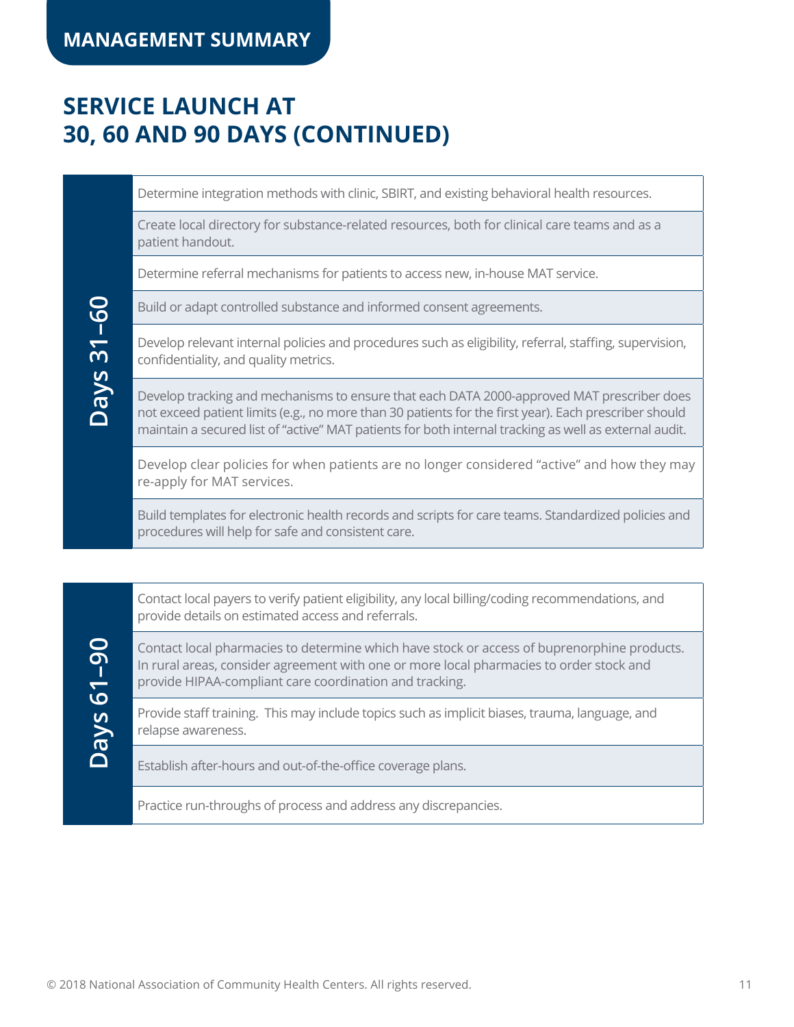MANAGEMENT SUMMARY

# SERVICE LAUNCH AT 30, 60 AND 90 DAYS (CONTINUED)

| | |
|---|---|
| Days 31–60 | Determine integration methods with clinic, SBIRT, and existing behavioral health resources. |
| | Create local directory for substance-related resources, both for clinical care teams and as a patient handout. |
| | Determine referral mechanisms for patients to access new, in-house MAT service. |
| | Build or adapt controlled substance and informed consent agreements. |
| | Develop relevant internal policies and procedures such as eligibility, referral, staffing, supervision, confidentiality, and quality metrics. |
| | Develop tracking and mechanisms to ensure that each DATA 2000-approved MAT prescriber does not exceed patient limits (e.g., no more than 30 patients for the first year). Each prescriber should maintain a secured list of "active" MAT patients for both internal tracking as well as external audit. |
| | Develop clear policies for when patients are no longer considered "active" and how they may re-apply for MAT services. |
| | Build templates for electronic health records and scripts for care teams. Standardized policies and procedures will help for safe and consistent care. |

| | |
|---|---|
| Days 61–90 | Contact local payers to verify patient eligibility, any local billing/coding recommendations, and provide details on estimated access and referrals. |
| | Contact local pharmacies to determine which have stock or access of buprenorphine products. In rural areas, consider agreement with one or more local pharmacies to order stock and provide HIPAA-compliant care coordination and tracking. |
| | Provide staff training. This may include topics such as implicit biases, trauma, language, and relapse awareness. |
| | Establish after-hours and out-of-the-office coverage plans. |
| | Practice run-throughs of process and address any discrepancies. |

© 2018 National Association of Community Health Centers. All rights reserved.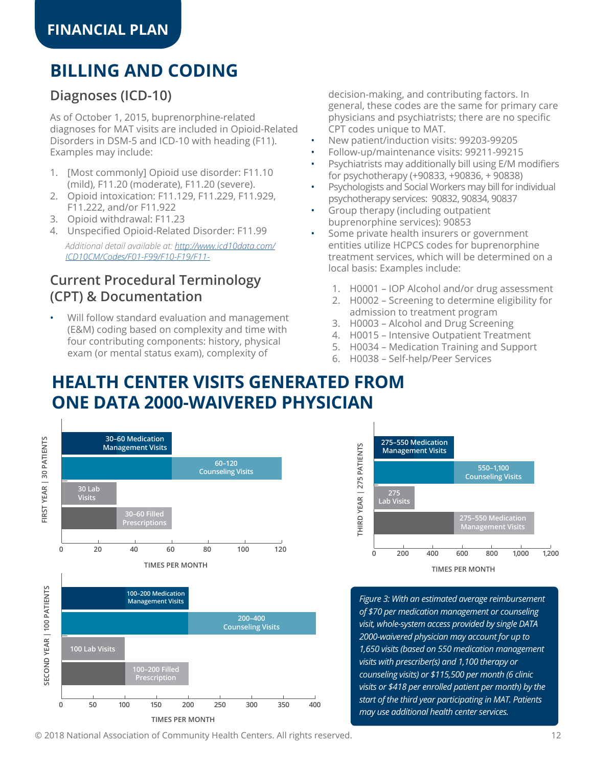FINANCIAL PLAN

# BILLING AND CODING

## Diagnoses (ICD-10)

As of October 1, 2015, buprenorphine-related diagnoses for MAT visits are included in Opioid-Related Disorders in DSM-5 and ICD-10 with heading (F11). Examples may include:

1. [Most commonly] Opioid use disorder: F11.10 (mild), F11.20 (moderate), F11.20 (severe).
2. Opioid intoxication: F11.129, F11.229, F11.929, F11.222, and/or F11.922
3. Opioid withdrawal: F11.23
4. Unspecified Opioid-Related Disorder: F11.99

*Additional detail available at: http://www.icd10data.com/ICD10CM/Codes/F01-F99/F10-F19/F11-*

## Current Procedural Terminology (CPT) & Documentation

- Will follow standard evaluation and management (E&M) coding based on complexity and time with four contributing components: history, physical exam (or mental status exam), complexity of decision-making, and contributing factors. In general, these codes are the same for primary care physicians and psychiatrists; there are no specific CPT codes unique to MAT.
- New patient/induction visits: 99203-99205
- Follow-up/maintenance visits: 99211-99215
- Psychiatrists may additionally bill using E/M modifiers for psychotherapy (+90833, +90836, + 90838)
- Psychologists and Social Workers may bill for individual psychotherapy services: 90832, 90834, 90837
- Group therapy (including outpatient buprenorphine services): 90853
- Some private health insurers or government entities utilize HCPCS codes for buprenorphine treatment services, which will be determined on a local basis: Examples include:

  1. H0001 – IOP Alcohol and/or drug assessment
  2. H0002 – Screening to determine eligibility for admission to treatment program
  3. H0003 – Alcohol and Drug Screening
  4. H0015 – Intensive Outpatient Treatment
  5. H0034 – Medication Training and Support
  6. H0038 – Self-help/Peer Services

# HEALTH CENTER VISITS GENERATED FROM ONE DATA 2000-WAIVERED PHYSICIAN

FIRST YEAR | 30 PATIENTS

30–60 Medication Management Visits

60–120 Counseling Visits

30 Lab Visits

30–60 Filled Prescriptions

0 20 40 60 80 100 120

TIMES PER MONTH

SECOND YEAR | 100 PATIENTS

100–200 Medication Management Visits

200–400 Counseling Visits

100 Lab Visits

100–200 Filled Prescription

0 50 100 150 200 250 300 350 400

TIMES PER MONTH

THIRD YEAR | 275 PATIENTS

275–550 Medication Management Visits

550–1,100 Counseling Visits

275 Lab Visits

275–550 Medication Management Visits

0 200 400 600 800 1,000 1,200

TIMES PER MONTH

*Figure 3: With an estimated average reimbursement of $70 per medication management or counseling visit, whole-system access provided by single DATA 2000-waivered physician may account for up to 1,650 visits (based on 550 medication management visits with prescriber(s) and 1,100 therapy or counseling visits) or $115,500 per month (6 clinic visits or $418 per enrolled patient per month) by the start of the third year participating in MAT. Patients may use additional health center services.*

© 2018 National Association of Community Health Centers. All rights reserved.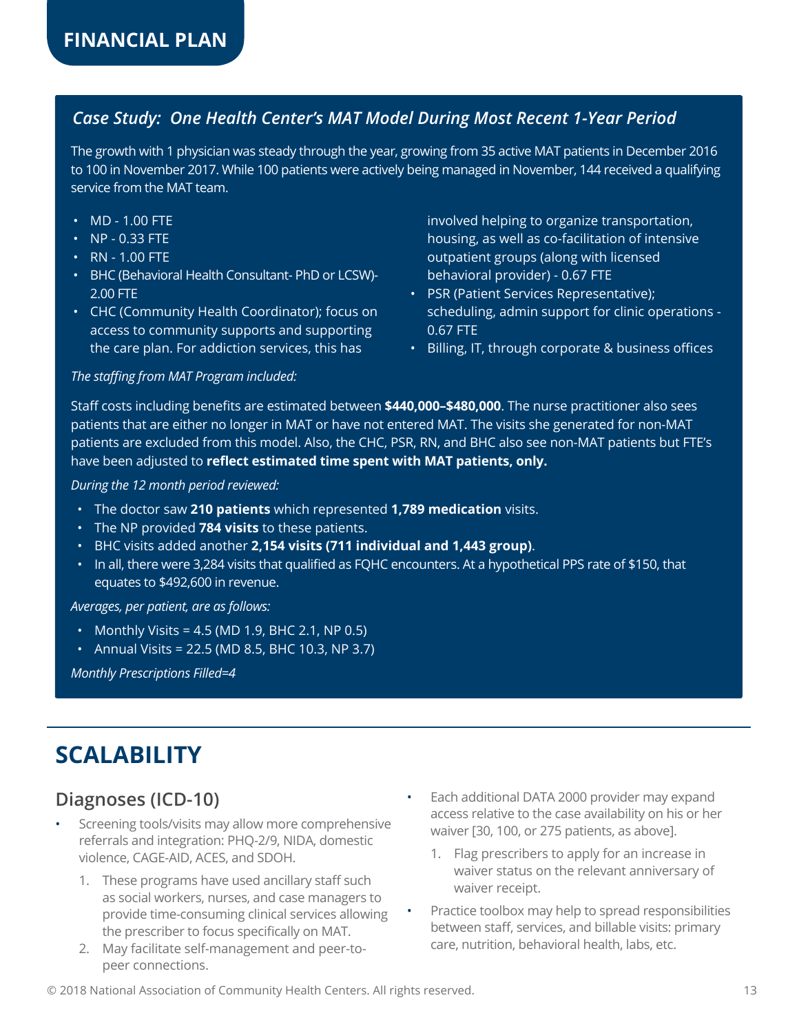# FINANCIAL PLAN

### *Case Study: One Health Center's MAT Model During Most Recent 1-Year Period*

The growth with 1 physician was steady through the year, growing from 35 active MAT patients in December 2016 to 100 in November 2017. While 100 patients were actively being managed in November, 144 received a qualifying service from the MAT team.

- MD - 1.00 FTE
- NP - 0.33 FTE
- RN - 1.00 FTE
- BHC (Behavioral Health Consultant- PhD or LCSW)- 2.00 FTE
- CHC (Community Health Coordinator); focus on access to community supports and supporting the care plan. For addiction services, this has involved helping to organize transportation, housing, as well as co-facilitation of intensive outpatient groups (along with licensed behavioral provider) - 0.67 FTE
- PSR (Patient Services Representative); scheduling, admin support for clinic operations - 0.67 FTE
- Billing, IT, through corporate & business offices

*The staffing from MAT Program included:*

Staff costs including benefits are estimated between **$440,000–$480,000**. The nurse practitioner also sees patients that are either no longer in MAT or have not entered MAT. The visits she generated for non-MAT patients are excluded from this model. Also, the CHC, PSR, RN, and BHC also see non-MAT patients but FTE's have been adjusted to **reflect estimated time spent with MAT patients, only.**

*During the 12 month period reviewed:*

- The doctor saw **210 patients** which represented **1,789 medication** visits.
- The NP provided **784 visits** to these patients.
- BHC visits added another **2,154 visits (711 individual and 1,443 group)**.
- In all, there were 3,284 visits that qualified as FQHC encounters. At a hypothetical PPS rate of $150, that equates to $492,600 in revenue.

*Averages, per patient, are as follows:*

- Monthly Visits = 4.5 (MD 1.9, BHC 2.1, NP 0.5)
- Annual Visits = 22.5 (MD 8.5, BHC 10.3, NP 3.7)

*Monthly Prescriptions Filled=4*

# SCALABILITY

## Diagnoses (ICD-10)

- Screening tools/visits may allow more comprehensive referrals and integration: PHQ-2/9, NIDA, domestic violence, CAGE-AID, ACES, and SDOH.
  1. These programs have used ancillary staff such as social workers, nurses, and case managers to provide time-consuming clinical services allowing the prescriber to focus specifically on MAT.
  2. May facilitate self-management and peer-to-peer connections.
- Each additional DATA 2000 provider may expand access relative to the case availability on his or her waiver [30, 100, or 275 patients, as above].
  1. Flag prescribers to apply for an increase in waiver status on the relevant anniversary of waiver receipt.
- Practice toolbox may help to spread responsibilities between staff, services, and billable visits: primary care, nutrition, behavioral health, labs, etc.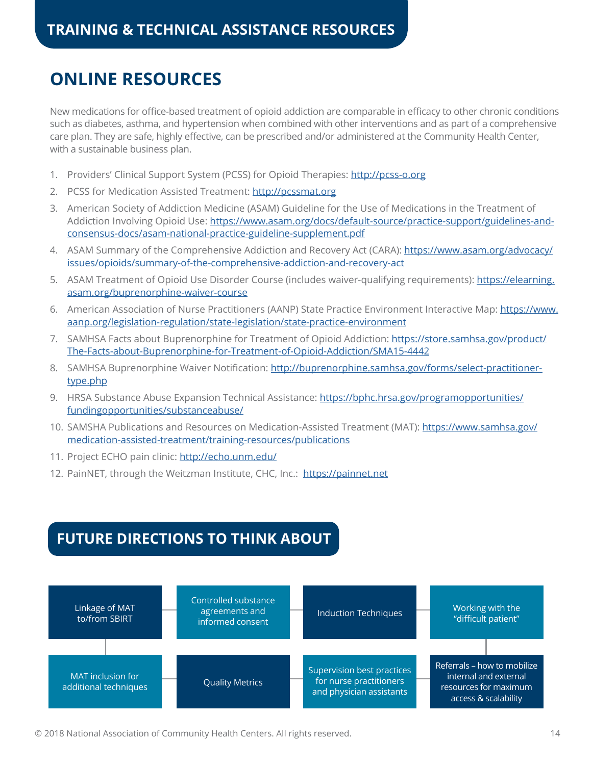# TRAINING & TECHNICAL ASSISTANCE RESOURCES

## ONLINE RESOURCES

New medications for office-based treatment of opioid addiction are comparable in efficacy to other chronic conditions such as diabetes, asthma, and hypertension when combined with other interventions and as part of a comprehensive care plan. They are safe, highly effective, can be prescribed and/or administered at the Community Health Center, with a sustainable business plan.

1. Providers' Clinical Support System (PCSS) for Opioid Therapies: http://pcss-o.org
2. PCSS for Medication Assisted Treatment: http://pcssmat.org
3. American Society of Addiction Medicine (ASAM) Guideline for the Use of Medications in the Treatment of Addiction Involving Opioid Use: https://www.asam.org/docs/default-source/practice-support/guidelines-and-consensus-docs/asam-national-practice-guideline-supplement.pdf
4. ASAM Summary of the Comprehensive Addiction and Recovery Act (CARA): https://www.asam.org/advocacy/issues/opioids/summary-of-the-comprehensive-addiction-and-recovery-act
5. ASAM Treatment of Opioid Use Disorder Course (includes waiver-qualifying requirements): https://elearning.asam.org/buprenorphine-waiver-course
6. American Association of Nurse Practitioners (AANP) State Practice Environment Interactive Map: https://www.aanp.org/legislation-regulation/state-legislation/state-practice-environment
7. SAMHSA Facts about Buprenorphine for Treatment of Opioid Addiction: https://store.samhsa.gov/product/The-Facts-about-Buprenorphine-for-Treatment-of-Opioid-Addiction/SMA15-4442
8. SAMHSA Buprenorphine Waiver Notification: http://buprenorphine.samhsa.gov/forms/select-practitioner-type.php
9. HRSA Substance Abuse Expansion Technical Assistance: https://bphc.hrsa.gov/programopportunities/fundingopportunities/substanceabuse/
10. SAMSHA Publications and Resources on Medication-Assisted Treatment (MAT): https://www.samhsa.gov/medication-assisted-treatment/training-resources/publications
11. Project ECHO pain clinic: http://echo.unm.edu/
12. PainNET, through the Weitzman Institute, CHC, Inc.: https://painnet.net

## FUTURE DIRECTIONS TO THINK ABOUT

Linkage of MAT to/from SBIRT

Controlled substance agreements and informed consent

Induction Techniques

Working with the "difficult patient"

MAT inclusion for additional techniques

Quality Metrics

Supervision best practices for nurse practitioners and physician assistants

Referrals – how to mobilize internal and external resources for maximum access & scalability

© 2018 National Association of Community Health Centers. All rights reserved.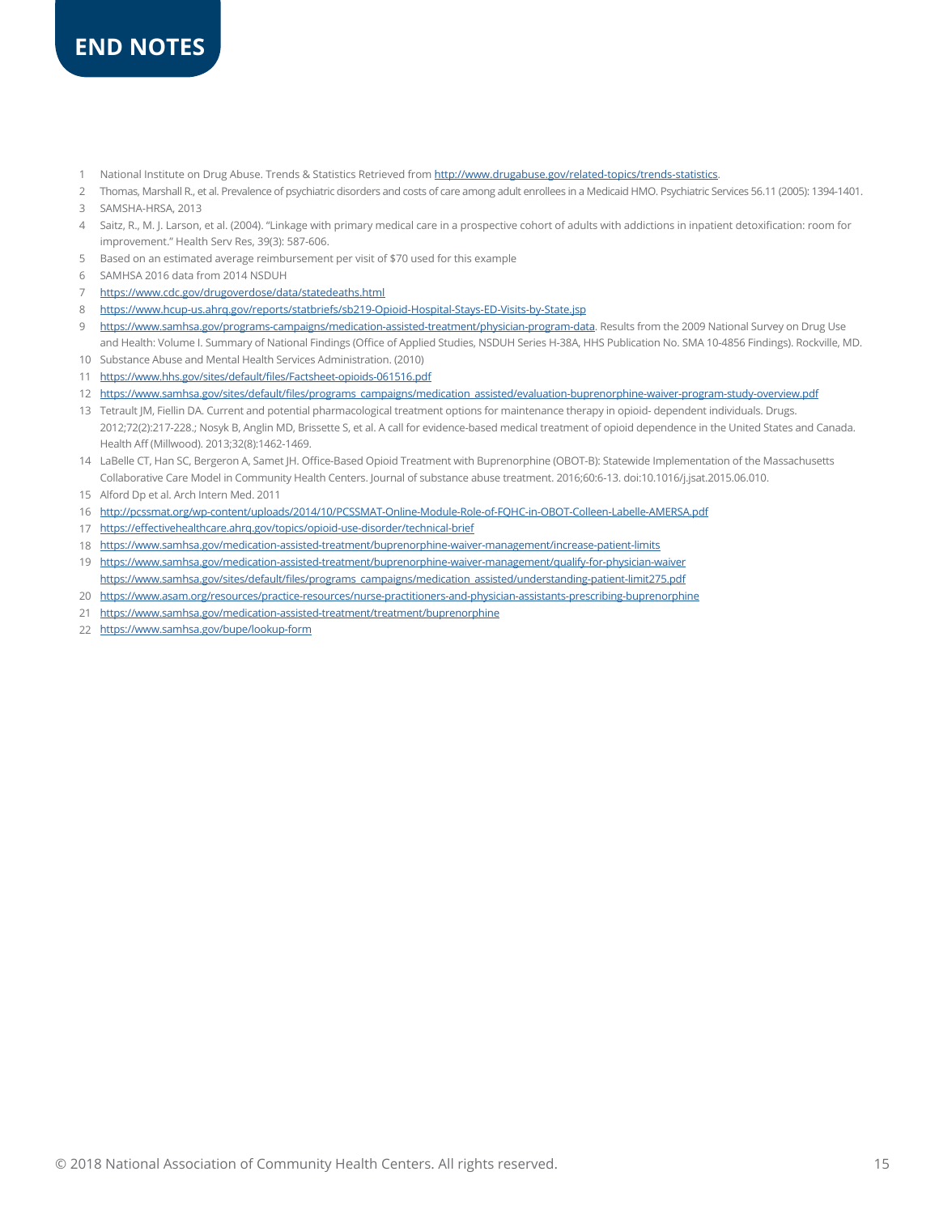# END NOTES

1. National Institute on Drug Abuse. Trends & Statistics Retrieved from http://www.drugabuse.gov/related-topics/trends-statistics.
2. Thomas, Marshall R., et al. Prevalence of psychiatric disorders and costs of care among adult enrollees in a Medicaid HMO. Psychiatric Services 56.11 (2005): 1394-1401.
3. SAMSHA-HRSA, 2013
4. Saitz, R., M. J. Larson, et al. (2004). "Linkage with primary medical care in a prospective cohort of adults with addictions in inpatient detoxification: room for improvement." Health Serv Res, 39(3): 587-606.
5. Based on an estimated average reimbursement per visit of $70 used for this example
6. SAMHSA 2016 data from 2014 NSDUH
7. https://www.cdc.gov/drugoverdose/data/statedeaths.html
8. https://www.hcup-us.ahrq.gov/reports/statbriefs/sb219-Opioid-Hospital-Stays-ED-Visits-by-State.jsp
9. https://www.samhsa.gov/programs-campaigns/medication-assisted-treatment/physician-program-data. Results from the 2009 National Survey on Drug Use and Health: Volume I. Summary of National Findings (Office of Applied Studies, NSDUH Series H-38A, HHS Publication No. SMA 10-4856 Findings). Rockville, MD.
10. Substance Abuse and Mental Health Services Administration. (2010)
11. https://www.hhs.gov/sites/default/files/Factsheet-opioids-061516.pdf
12. https://www.samhsa.gov/sites/default/files/programs_campaigns/medication_assisted/evaluation-buprenorphine-waiver-program-study-overview.pdf
13. Tetrault JM, Fiellin DA. Current and potential pharmacological treatment options for maintenance therapy in opioid- dependent individuals. Drugs. 2012;72(2):217-228.; Nosyk B, Anglin MD, Brissette S, et al. A call for evidence-based medical treatment of opioid dependence in the United States and Canada. Health Aff (Millwood). 2013;32(8):1462-1469.
14. LaBelle CT, Han SC, Bergeron A, Samet JH. Office-Based Opioid Treatment with Buprenorphine (OBOT-B): Statewide Implementation of the Massachusetts Collaborative Care Model in Community Health Centers. Journal of substance abuse treatment. 2016;60:6-13. doi:10.1016/j.jsat.2015.06.010.
15. Alford Dp et al. Arch Intern Med. 2011
16. http://pcssmat.org/wp-content/uploads/2014/10/PCSSMAT-Online-Module-Role-of-FQHC-in-OBOT-Colleen-Labelle-AMERSA.pdf
17. https://effectivehealthcare.ahrq.gov/topics/opioid-use-disorder/technical-brief
18. https://www.samhsa.gov/medication-assisted-treatment/buprenorphine-waiver-management/increase-patient-limits
19. https://www.samhsa.gov/medication-assisted-treatment/buprenorphine-waiver-management/qualify-for-physician-waiver https://www.samhsa.gov/sites/default/files/programs_campaigns/medication_assisted/understanding-patient-limit275.pdf
20. https://www.asam.org/resources/practice-resources/nurse-practitioners-and-physician-assistants-prescribing-buprenorphine
21. https://www.samhsa.gov/medication-assisted-treatment/treatment/buprenorphine
22. https://www.samhsa.gov/bupe/lookup-form

© 2018 National Association of Community Health Centers. All rights reserved.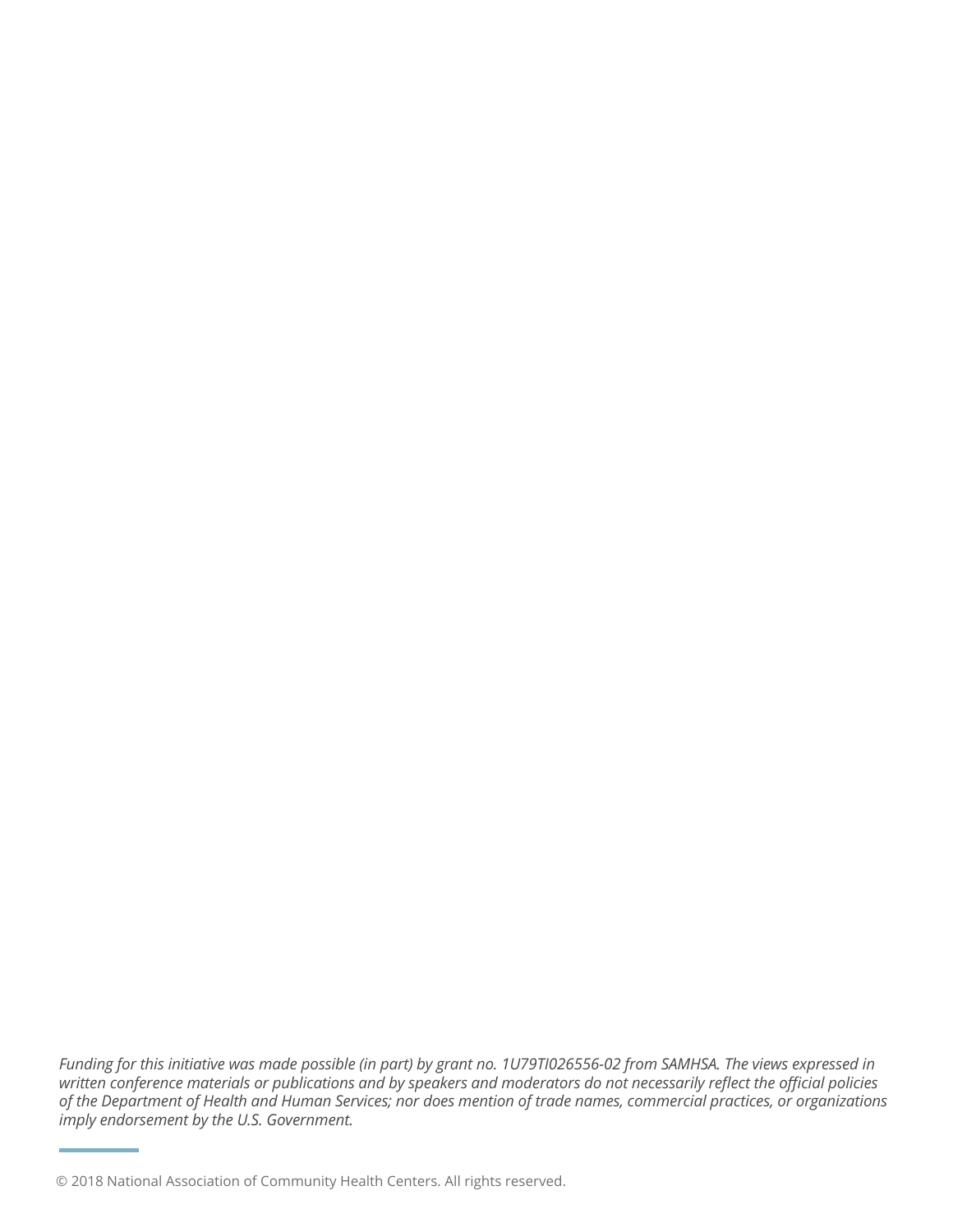*Funding for this initiative was made possible (in part) by grant no. 1U79TI026556-02 from SAMHSA. The views expressed in written conference materials or publications and by speakers and moderators do not necessarily reflect the official policies of the Department of Health and Human Services; nor does mention of trade names, commercial practices, or organizations imply endorsement by the U.S. Government.*

© 2018 National Association of Community Health Centers. All rights reserved.